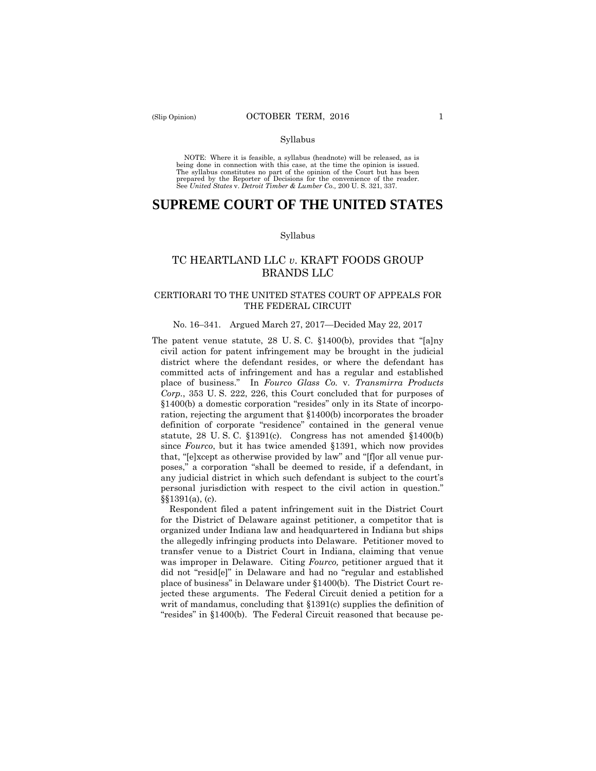Syllabus

NOTE: Where it is feasible, a syllabus (headnote) will be released, as is being done in connection with this case, at the time the opinion is issued. The syllabus constitutes no part of the opinion of the Court but has been prepared by the Reporter of Decisions for the convenience of the reader. See *United States* v. *Detroit Timber & Lumber Co.,* 200 U. S. 321, 337.

# SUPREME COURT OF THE UNITED STATES

Syllabus

## TC HEARTLAND LLC *v*. KRAFT FOODS GROUP BRANDS LLC

### CERTIORARI TO THE UNITED STATES COURT OF APPEALS FOR THE FEDERAL CIRCUIT

No. 16–341. Argued March 27, 2017—Decided May 22, 2017

The patent venue statute, 28 U. S. C. §1400(b), provides that "[a]ny civil action for patent infringement may be brought in the judicial district where the defendant resides, or where the defendant has committed acts of infringement and has a regular and established place of business." In *Fourco Glass Co.* v. *Transmirra Products Corp.*, 353 U. S. 222, 226, this Court concluded that for purposes of §1400(b) a domestic corporation "resides" only in its State of incorporation, rejecting the argument that §1400(b) incorporates the broader definition of corporate "residence" contained in the general venue statute, 28 U. S. C. §1391(c). Congress has not amended §1400(b) since *Fourco*, but it has twice amended §1391, which now provides that, "[e]xcept as otherwise provided by law" and "[f]or all venue purposes," a corporation "shall be deemed to reside, if a defendant, in any judicial district in which such defendant is subject to the court's personal jurisdiction with respect to the civil action in question." §§1391(a), (c).

Respondent filed a patent infringement suit in the District Court for the District of Delaware against petitioner, a competitor that is organized under Indiana law and headquartered in Indiana but ships the allegedly infringing products into Delaware. Petitioner moved to transfer venue to a District Court in Indiana, claiming that venue was improper in Delaware. Citing *Fourco,* petitioner argued that it did not "resid[e]" in Delaware and had no "regular and established place of business" in Delaware under §1400(b). The District Court rejected these arguments. The Federal Circuit denied a petition for a writ of mandamus, concluding that §1391(c) supplies the definition of "resides" in §1400(b). The Federal Circuit reasoned that because pe-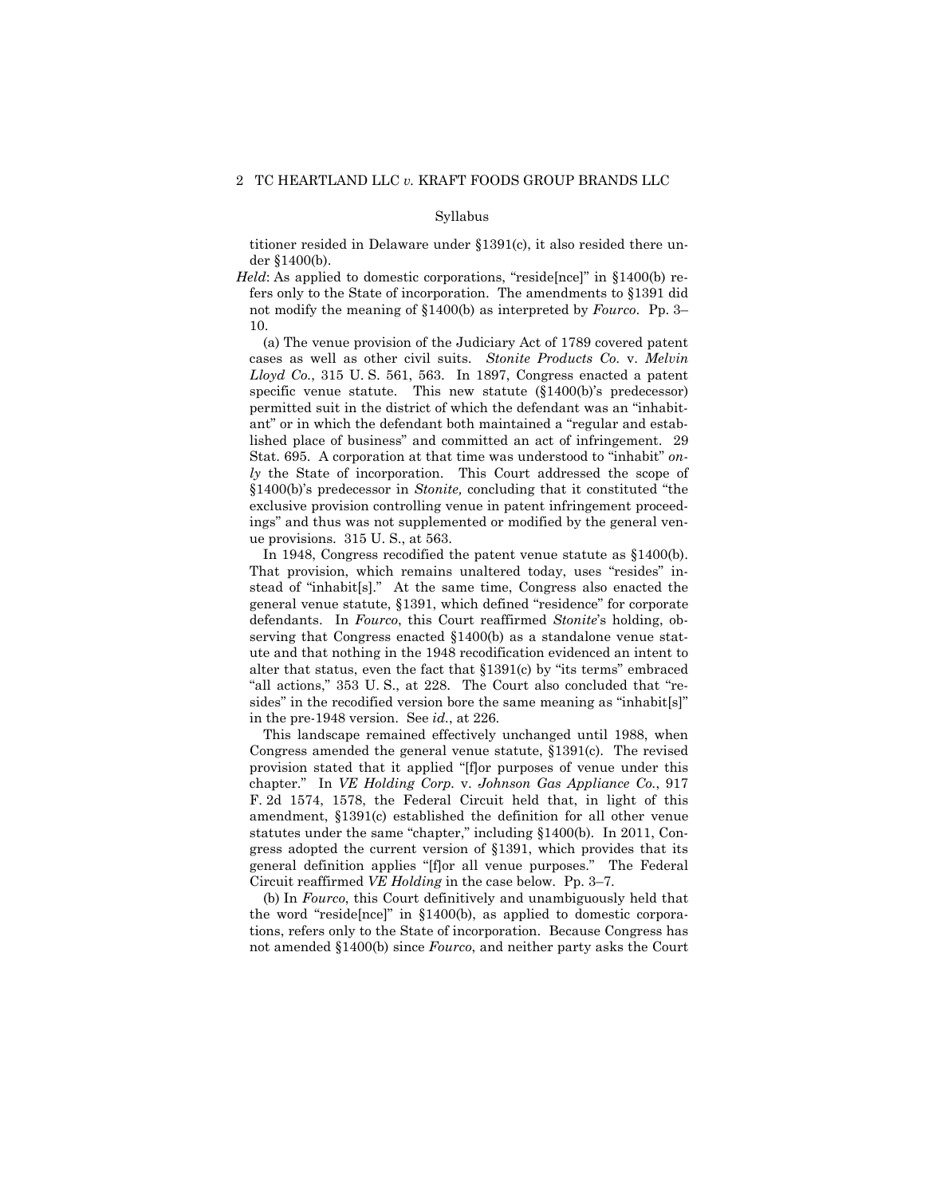titioner resided in Delaware under §1391(c), it also resided there under §1400(b).

*Held*: As applied to domestic corporations, "reside[nce]" in §1400(b) refers only to the State of incorporation. The amendments to §1391 did not modify the meaning of §1400(b) as interpreted by *Fourco*. Pp. 3–10.

(a) The venue provision of the Judiciary Act of 1789 covered patent cases as well as other civil suits. *Stonite Products Co.* v. *Melvin Lloyd Co.*, 315 U. S. 561, 563. In 1897, Congress enacted a patent specific venue statute. This new statute (§1400(b)'s predecessor) permitted suit in the district of which the defendant was an "inhabitant" or in which the defendant both maintained a "regular and established place of business" and committed an act of infringement. 29 Stat. 695. A corporation at that time was understood to "inhabit" *only* the State of incorporation. This Court addressed the scope of §1400(b)'s predecessor in *Stonite,* concluding that it constituted "the exclusive provision controlling venue in patent infringement proceedings" and thus was not supplemented or modified by the general venue provisions. 315 U. S., at 563.

In 1948, Congress recodified the patent venue statute as §1400(b). That provision, which remains unaltered today, uses "resides" instead of "inhabit[s]." At the same time, Congress also enacted the general venue statute, §1391, which defined "residence" for corporate defendants. In *Fourco*, this Court reaffirmed *Stonite*'s holding, observing that Congress enacted §1400(b) as a standalone venue statute and that nothing in the 1948 recodification evidenced an intent to alter that status, even the fact that §1391(c) by "its terms" embraced "all actions," 353 U. S., at 228. The Court also concluded that "resides" in the recodified version bore the same meaning as "inhabit[s]" in the pre-1948 version. See *id.*, at 226.

This landscape remained effectively unchanged until 1988, when Congress amended the general venue statute, §1391(c). The revised provision stated that it applied "[f]or purposes of venue under this chapter." In *VE Holding Corp.* v. *Johnson Gas Appliance Co.*, 917 F. 2d 1574, 1578, the Federal Circuit held that, in light of this amendment, §1391(c) established the definition for all other venue statutes under the same "chapter," including §1400(b). In 2011, Congress adopted the current version of §1391, which provides that its general definition applies "[f]or all venue purposes." The Federal Circuit reaffirmed *VE Holding* in the case below. Pp. 3–7.

(b) In *Fourco*, this Court definitively and unambiguously held that the word "reside[nce]" in §1400(b), as applied to domestic corporations, refers only to the State of incorporation. Because Congress has not amended §1400(b) since *Fourco*, and neither party asks the Court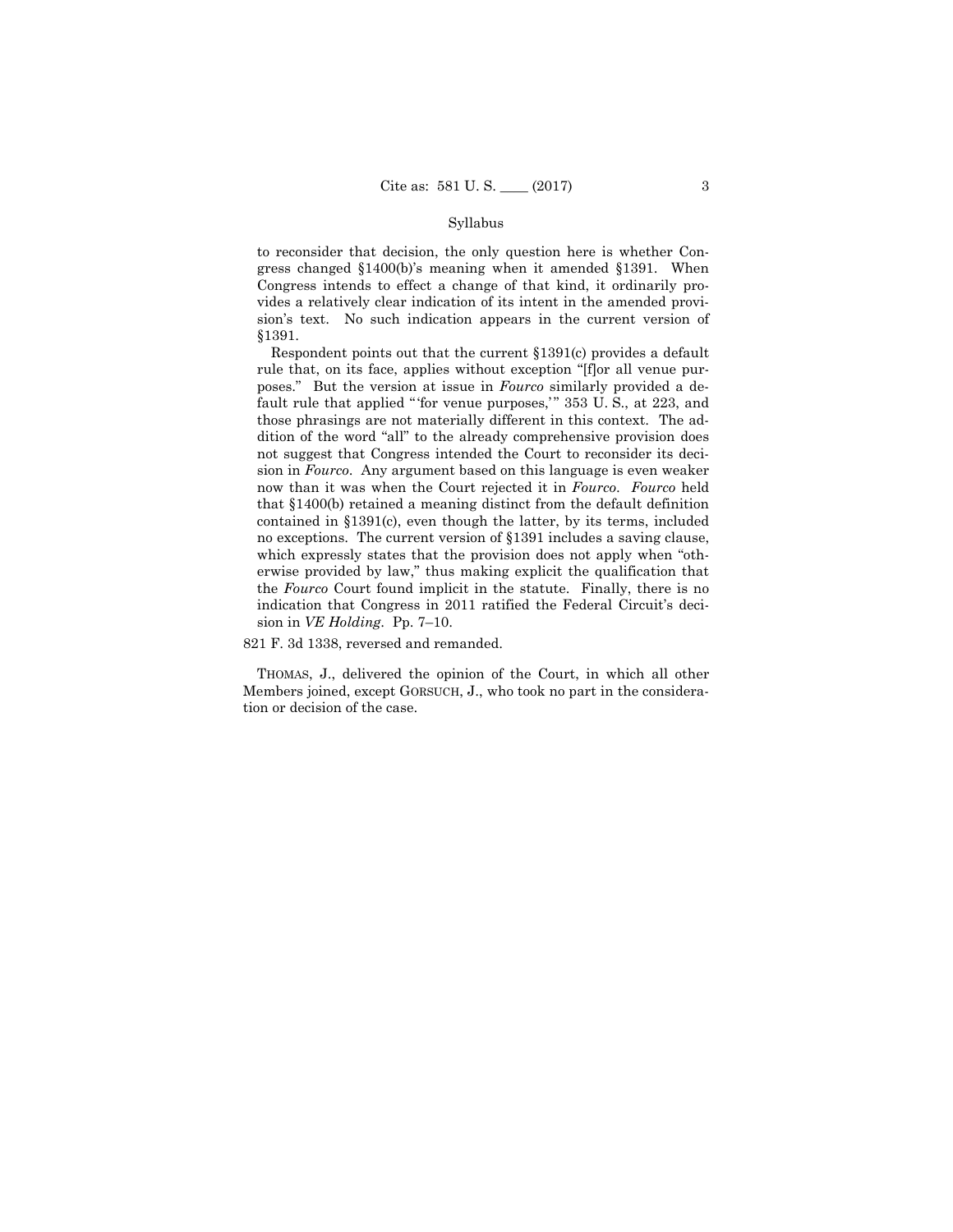to reconsider that decision, the only question here is whether Congress changed §1400(b)'s meaning when it amended §1391. When Congress intends to effect a change of that kind, it ordinarily provides a relatively clear indication of its intent in the amended provision's text. No such indication appears in the current version of §1391.

Respondent points out that the current §1391(c) provides a default rule that, on its face, applies without exception "[f]or all venue purposes." But the version at issue in *Fourco* similarly provided a default rule that applied "'for venue purposes,'" 353 U. S., at 223, and those phrasings are not materially different in this context. The addition of the word "all" to the already comprehensive provision does not suggest that Congress intended the Court to reconsider its decision in *Fourco*. Any argument based on this language is even weaker now than it was when the Court rejected it in *Fourco*. *Fourco* held that §1400(b) retained a meaning distinct from the default definition contained in §1391(c), even though the latter, by its terms, included no exceptions. The current version of §1391 includes a saving clause, which expressly states that the provision does not apply when "otherwise provided by law," thus making explicit the qualification that the *Fourco* Court found implicit in the statute. Finally, there is no indication that Congress in 2011 ratified the Federal Circuit's decision in *VE Holding*. Pp. 7–10.

821 F. 3d 1338, reversed and remanded.

THOMAS, J., delivered the opinion of the Court, in which all other Members joined, except GORSUCH, J., who took no part in the consideration or decision of the case.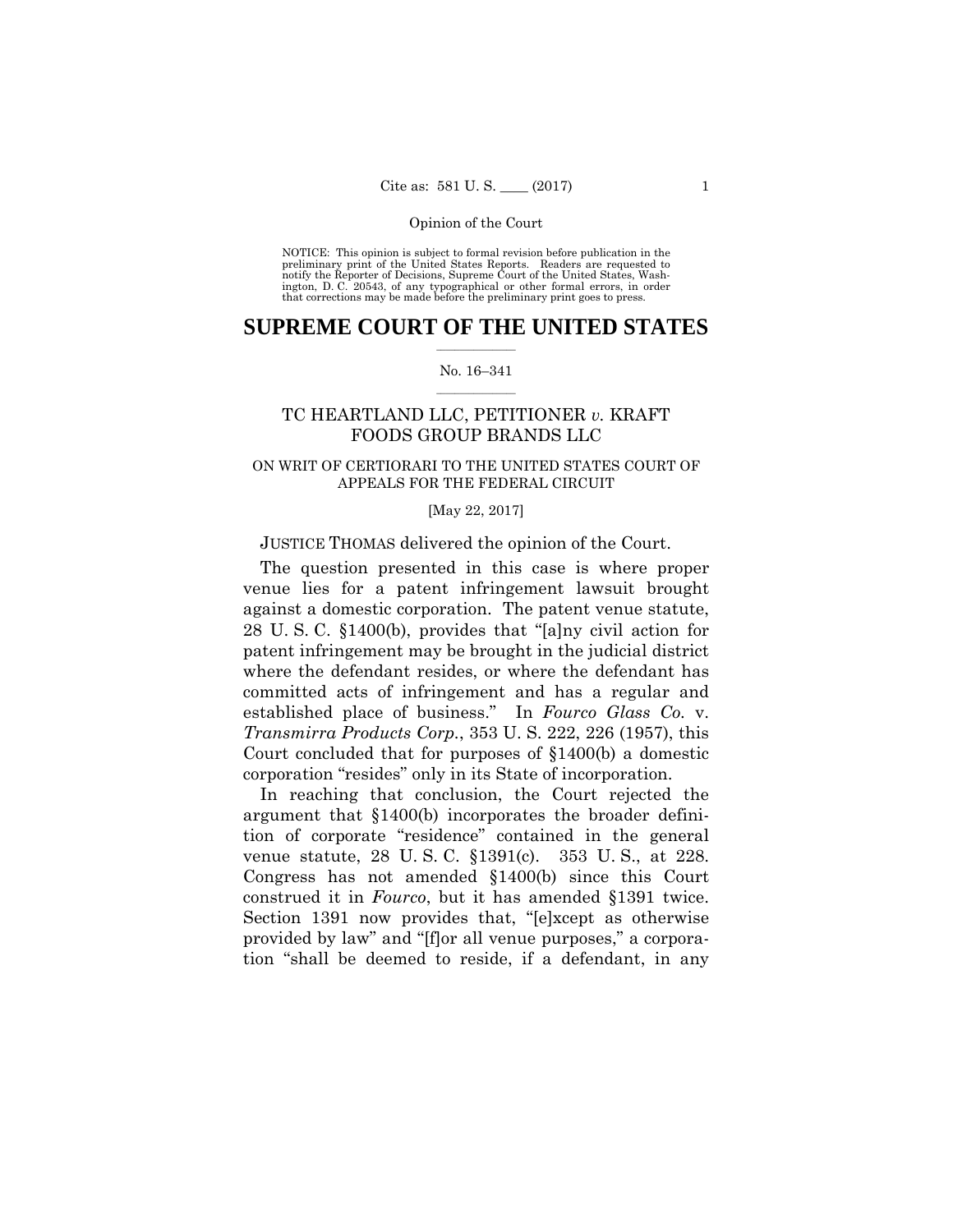Opinion of the Court

NOTICE: This opinion is subject to formal revision before publication in the preliminary print of the United States Reports. Readers are requested to notify the Reporter of Decisions, Supreme Court of the United States, Washington, D. C. 20543, of any typographical or other formal errors, in order that corrections may be made before the preliminary print goes to press.

# SUPREME COURT OF THE UNITED STATES

No. 16–341

## TC HEARTLAND LLC, PETITIONER *v.* KRAFT FOODS GROUP BRANDS LLC

### ON WRIT OF CERTIORARI TO THE UNITED STATES COURT OF APPEALS FOR THE FEDERAL CIRCUIT

[May 22, 2017]

JUSTICE THOMAS delivered the opinion of the Court.

The question presented in this case is where proper venue lies for a patent infringement lawsuit brought against a domestic corporation. The patent venue statute, 28 U. S. C. §1400(b), provides that "[a]ny civil action for patent infringement may be brought in the judicial district where the defendant resides, or where the defendant has committed acts of infringement and has a regular and established place of business." In *Fourco Glass Co.* v. *Transmirra Products Corp.*, 353 U. S. 222, 226 (1957), this Court concluded that for purposes of §1400(b) a domestic corporation "resides" only in its State of incorporation.

In reaching that conclusion, the Court rejected the argument that §1400(b) incorporates the broader definition of corporate "residence" contained in the general venue statute, 28 U. S. C. §1391(c). 353 U. S., at 228. Congress has not amended §1400(b) since this Court construed it in *Fourco*, but it has amended §1391 twice. Section 1391 now provides that, "[e]xcept as otherwise provided by law" and "[f]or all venue purposes," a corporation "shall be deemed to reside, if a defendant, in any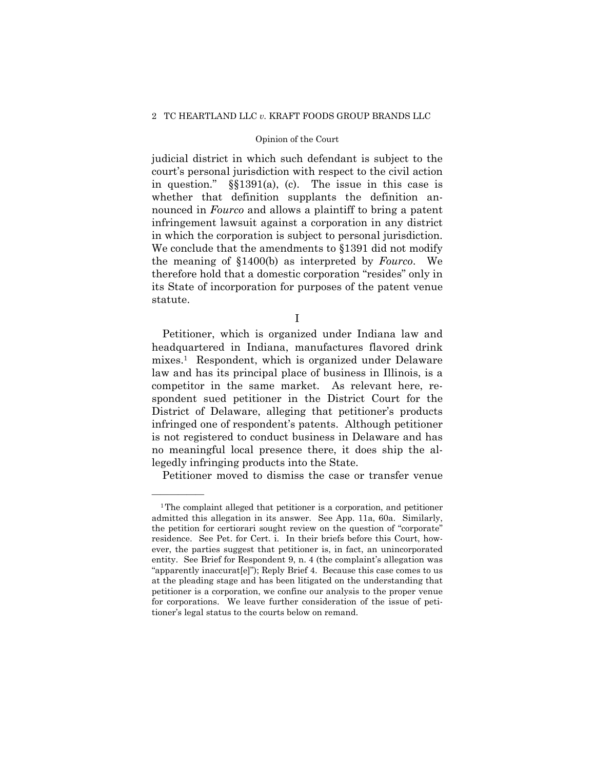judicial district in which such defendant is subject to the court's personal jurisdiction with respect to the civil action in question." §§1391(a), (c). The issue in this case is whether that definition supplants the definition announced in *Fourco* and allows a plaintiff to bring a patent infringement lawsuit against a corporation in any district in which the corporation is subject to personal jurisdiction. We conclude that the amendments to §1391 did not modify the meaning of §1400(b) as interpreted by *Fourco*. We therefore hold that a domestic corporation "resides" only in its State of incorporation for purposes of the patent venue statute.

## I

Petitioner, which is organized under Indiana law and headquartered in Indiana, manufactures flavored drink mixes.[1] Respondent, which is organized under Delaware law and has its principal place of business in Illinois, is a competitor in the same market. As relevant here, respondent sued petitioner in the District Court for the District of Delaware, alleging that petitioner's products infringed one of respondent's patents. Although petitioner is not registered to conduct business in Delaware and has no meaningful local presence there, it does ship the allegedly infringing products into the State.

Petitioner moved to dismiss the case or transfer venue

---

[1] The complaint alleged that petitioner is a corporation, and petitioner admitted this allegation in its answer. See App. 11a, 60a. Similarly, the petition for certiorari sought review on the question of "corporate" residence. See Pet. for Cert. i. In their briefs before this Court, however, the parties suggest that petitioner is, in fact, an unincorporated entity. See Brief for Respondent 9, n. 4 (the complaint's allegation was "apparently inaccurat[e]"); Reply Brief 4. Because this case comes to us at the pleading stage and has been litigated on the understanding that petitioner is a corporation, we confine our analysis to the proper venue for corporations. We leave further consideration of the issue of petitioner's legal status to the courts below on remand.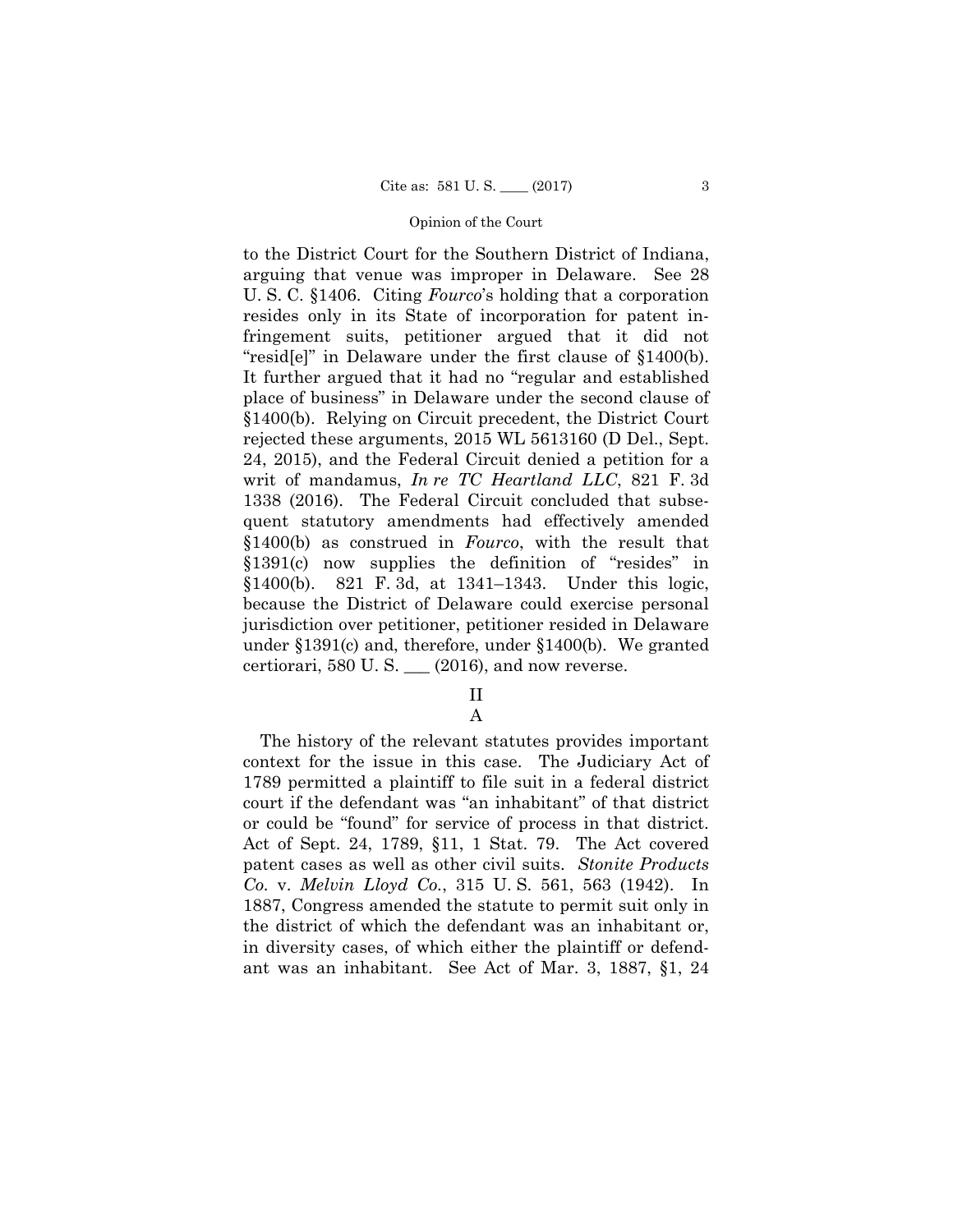to the District Court for the Southern District of Indiana, arguing that venue was improper in Delaware. See 28 U. S. C. §1406. Citing *Fourco*'s holding that a corporation resides only in its State of incorporation for patent infringement suits, petitioner argued that it did not "resid[e]" in Delaware under the first clause of §1400(b). It further argued that it had no "regular and established place of business" in Delaware under the second clause of §1400(b). Relying on Circuit precedent, the District Court rejected these arguments, 2015 WL 5613160 (D Del., Sept. 24, 2015), and the Federal Circuit denied a petition for a writ of mandamus, *In re TC Heartland LLC*, 821 F. 3d 1338 (2016). The Federal Circuit concluded that subsequent statutory amendments had effectively amended §1400(b) as construed in *Fourco*, with the result that §1391(c) now supplies the definition of "resides" in §1400(b). 821 F. 3d, at 1341–1343. Under this logic, because the District of Delaware could exercise personal jurisdiction over petitioner, petitioner resided in Delaware under §1391(c) and, therefore, under §1400(b). We granted certiorari, 580 U. S. ___ (2016), and now reverse.

## II

### A

The history of the relevant statutes provides important context for the issue in this case. The Judiciary Act of 1789 permitted a plaintiff to file suit in a federal district court if the defendant was "an inhabitant" of that district or could be "found" for service of process in that district. Act of Sept. 24, 1789, §11, 1 Stat. 79. The Act covered patent cases as well as other civil suits. *Stonite Products Co.* v. *Melvin Lloyd Co.*, 315 U. S. 561, 563 (1942). In 1887, Congress amended the statute to permit suit only in the district of which the defendant was an inhabitant or, in diversity cases, of which either the plaintiff or defendant was an inhabitant. See Act of Mar. 3, 1887, §1, 24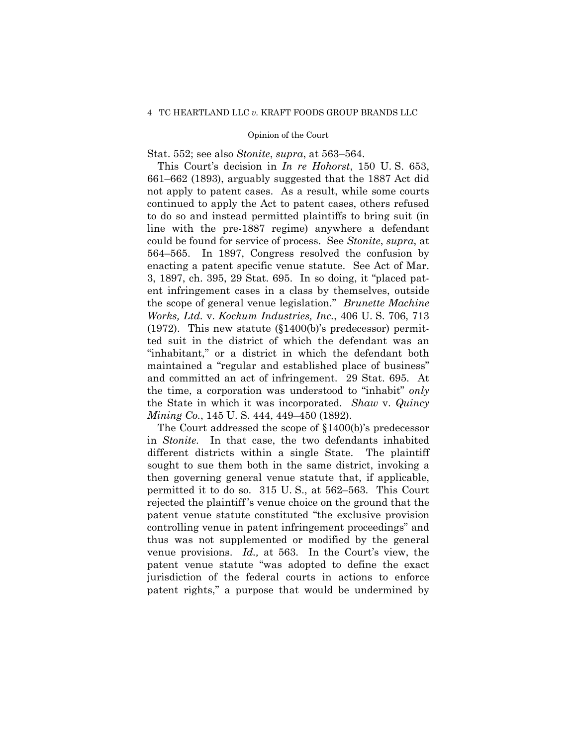Stat. 552; see also *Stonite*, *supra*, at 563–564.

This Court's decision in *In re Hohorst*, 150 U. S. 653, 661–662 (1893), arguably suggested that the 1887 Act did not apply to patent cases. As a result, while some courts continued to apply the Act to patent cases, others refused to do so and instead permitted plaintiffs to bring suit (in line with the pre-1887 regime) anywhere a defendant could be found for service of process. See *Stonite*, *supra*, at 564–565. In 1897, Congress resolved the confusion by enacting a patent specific venue statute. See Act of Mar. 3, 1897, ch. 395, 29 Stat. 695. In so doing, it "placed patent infringement cases in a class by themselves, outside the scope of general venue legislation." *Brunette Machine Works, Ltd.* v. *Kockum Industries, Inc.*, 406 U. S. 706, 713 (1972). This new statute (§1400(b)'s predecessor) permitted suit in the district of which the defendant was an "inhabitant," or a district in which the defendant both maintained a "regular and established place of business" and committed an act of infringement. 29 Stat. 695. At the time, a corporation was understood to "inhabit" *only* the State in which it was incorporated. *Shaw* v. *Quincy Mining Co.*, 145 U. S. 444, 449–450 (1892).

The Court addressed the scope of §1400(b)'s predecessor in *Stonite*. In that case, the two defendants inhabited different districts within a single State. The plaintiff sought to sue them both in the same district, invoking a then governing general venue statute that, if applicable, permitted it to do so. 315 U. S., at 562–563. This Court rejected the plaintiff's venue choice on the ground that the patent venue statute constituted "the exclusive provision controlling venue in patent infringement proceedings" and thus was not supplemented or modified by the general venue provisions. *Id.,* at 563. In the Court's view, the patent venue statute "was adopted to define the exact jurisdiction of the federal courts in actions to enforce patent rights," a purpose that would be undermined by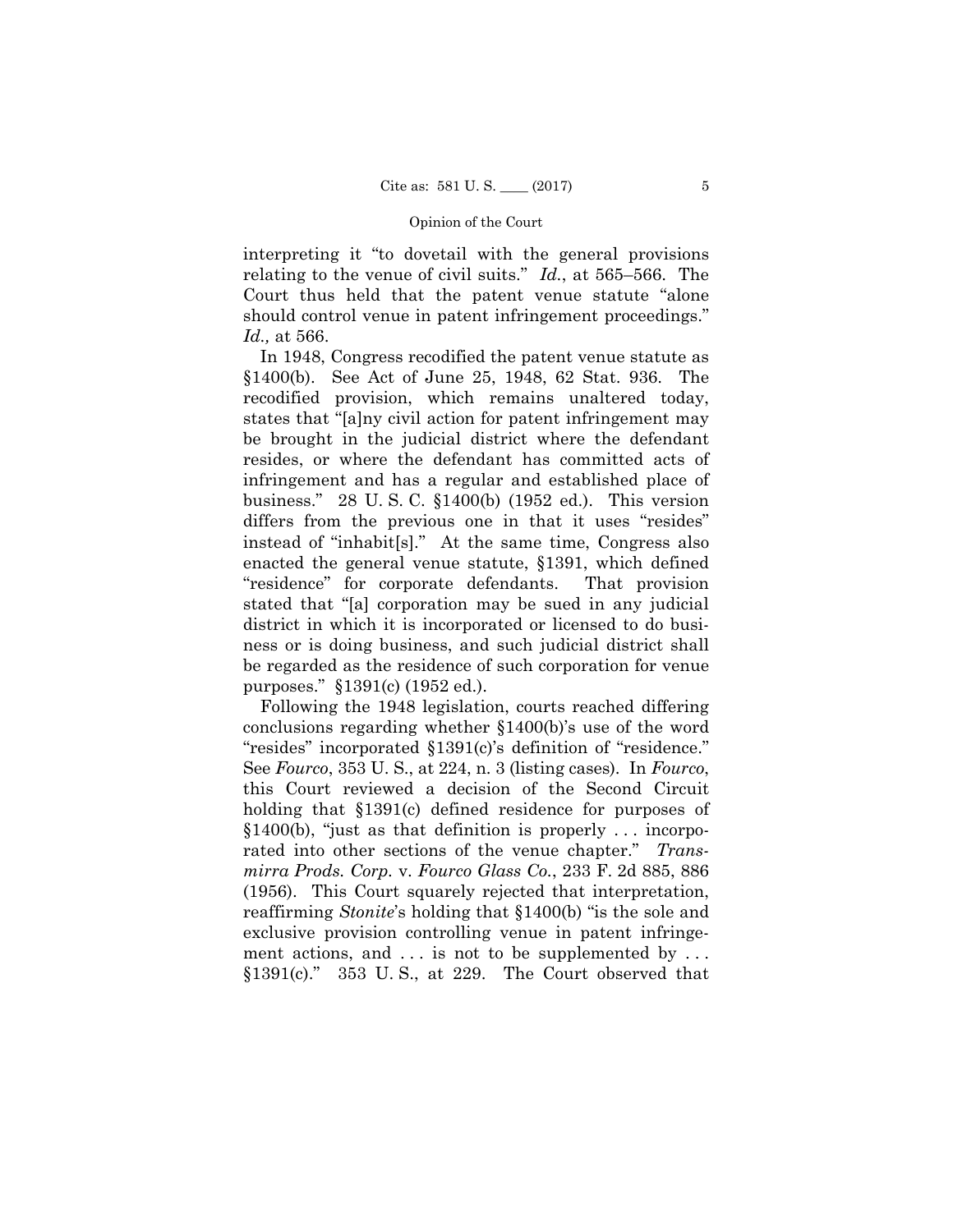interpreting it "to dovetail with the general provisions relating to the venue of civil suits." *Id.*, at 565–566. The Court thus held that the patent venue statute "alone should control venue in patent infringement proceedings." *Id.,* at 566.

In 1948, Congress recodified the patent venue statute as §1400(b). See Act of June 25, 1948, 62 Stat. 936. The recodified provision, which remains unaltered today, states that "[a]ny civil action for patent infringement may be brought in the judicial district where the defendant resides, or where the defendant has committed acts of infringement and has a regular and established place of business." 28 U. S. C. §1400(b) (1952 ed.). This version differs from the previous one in that it uses "resides" instead of "inhabit[s]." At the same time, Congress also enacted the general venue statute, §1391, which defined "residence" for corporate defendants. That provision stated that "[a] corporation may be sued in any judicial district in which it is incorporated or licensed to do business or is doing business, and such judicial district shall be regarded as the residence of such corporation for venue purposes." §1391(c) (1952 ed.).

Following the 1948 legislation, courts reached differing conclusions regarding whether §1400(b)'s use of the word "resides" incorporated §1391(c)'s definition of "residence." See *Fourco*, 353 U. S., at 224, n. 3 (listing cases). In *Fourco*, this Court reviewed a decision of the Second Circuit holding that §1391(c) defined residence for purposes of §1400(b), "just as that definition is properly . . . incorporated into other sections of the venue chapter." *Transmirra Prods. Corp.* v. *Fourco Glass Co.*, 233 F. 2d 885, 886 (1956). This Court squarely rejected that interpretation, reaffirming *Stonite*'s holding that §1400(b) "is the sole and exclusive provision controlling venue in patent infringement actions, and . . . is not to be supplemented by . . . §1391(c)." 353 U. S., at 229. The Court observed that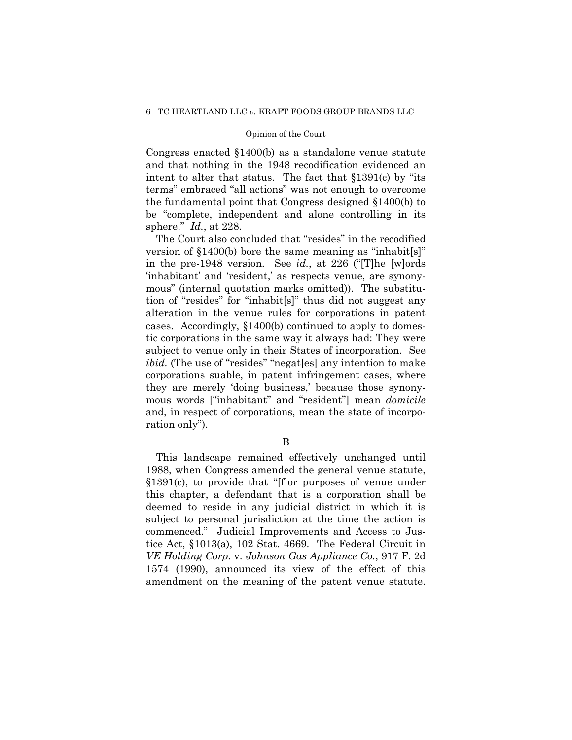Congress enacted §1400(b) as a standalone venue statute and that nothing in the 1948 recodification evidenced an intent to alter that status. The fact that §1391(c) by "its terms" embraced "all actions" was not enough to overcome the fundamental point that Congress designed §1400(b) to be "complete, independent and alone controlling in its sphere." *Id.*, at 228.

The Court also concluded that "resides" in the recodified version of §1400(b) bore the same meaning as "inhabit[s]" in the pre-1948 version. See *id.*, at 226 ("[T]he [w]ords 'inhabitant' and 'resident,' as respects venue, are synonymous" (internal quotation marks omitted)). The substitution of "resides" for "inhabit[s]" thus did not suggest any alteration in the venue rules for corporations in patent cases. Accordingly, §1400(b) continued to apply to domestic corporations in the same way it always had: They were subject to venue only in their States of incorporation. See *ibid.* (The use of "resides" "negat[es] any intention to make corporations suable, in patent infringement cases, where they are merely 'doing business,' because those synonymous words ["inhabitant" and "resident"] mean *domicile* and, in respect of corporations, mean the state of incorporation only").

B

This landscape remained effectively unchanged until 1988, when Congress amended the general venue statute, §1391(c), to provide that "[f]or purposes of venue under this chapter, a defendant that is a corporation shall be deemed to reside in any judicial district in which it is subject to personal jurisdiction at the time the action is commenced." Judicial Improvements and Access to Justice Act, §1013(a), 102 Stat. 4669. The Federal Circuit in *VE Holding Corp.* v. *Johnson Gas Appliance Co.*, 917 F. 2d 1574 (1990), announced its view of the effect of this amendment on the meaning of the patent venue statute.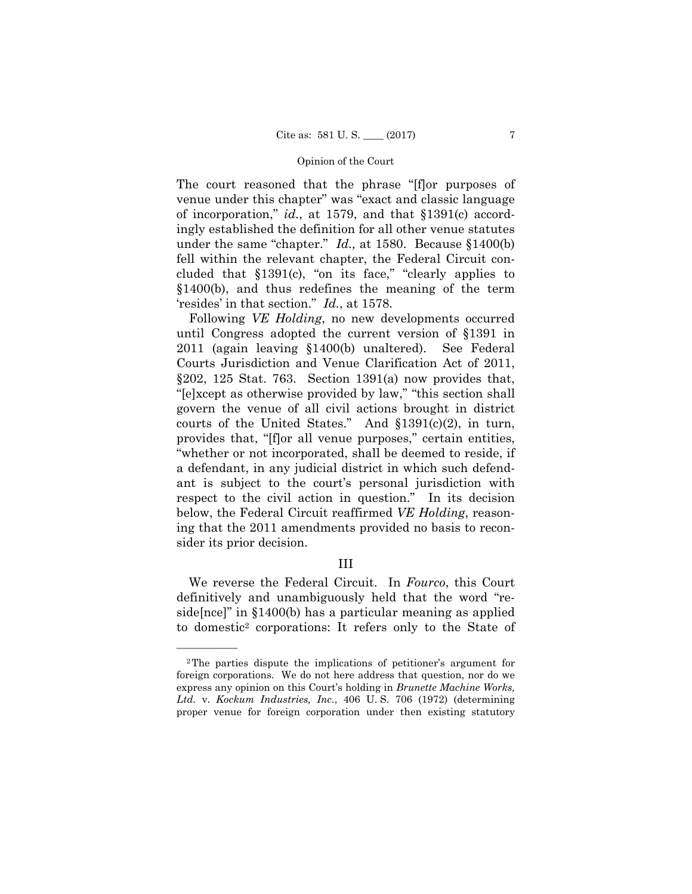The court reasoned that the phrase "[f]or purposes of venue under this chapter" was "exact and classic language of incorporation," *id.*, at 1579, and that §1391(c) accordingly established the definition for all other venue statutes under the same "chapter." *Id.,* at 1580. Because §1400(b) fell within the relevant chapter, the Federal Circuit concluded that §1391(c), "on its face," "clearly applies to §1400(b), and thus redefines the meaning of the term 'resides' in that section." *Id.*, at 1578.

Following *VE Holding*, no new developments occurred until Congress adopted the current version of §1391 in 2011 (again leaving §1400(b) unaltered). See Federal Courts Jurisdiction and Venue Clarification Act of 2011, §202, 125 Stat. 763. Section 1391(a) now provides that, "[e]xcept as otherwise provided by law," "this section shall govern the venue of all civil actions brought in district courts of the United States." And §1391(c)(2), in turn, provides that, "[f]or all venue purposes," certain entities, "whether or not incorporated, shall be deemed to reside, if a defendant, in any judicial district in which such defendant is subject to the court's personal jurisdiction with respect to the civil action in question." In its decision below, the Federal Circuit reaffirmed *VE Holding*, reasoning that the 2011 amendments provided no basis to reconsider its prior decision.

## III

We reverse the Federal Circuit. In *Fourco*, this Court definitively and unambiguously held that the word "reside[nce]" in §1400(b) has a particular meaning as applied to domestic[2] corporations: It refers only to the State of

---

[2] The parties dispute the implications of petitioner's argument for foreign corporations. We do not here address that question, nor do we express any opinion on this Court's holding in *Brunette Machine Works, Ltd.* v. *Kockum Industries, Inc.*, 406 U. S. 706 (1972) (determining proper venue for foreign corporation under then existing statutory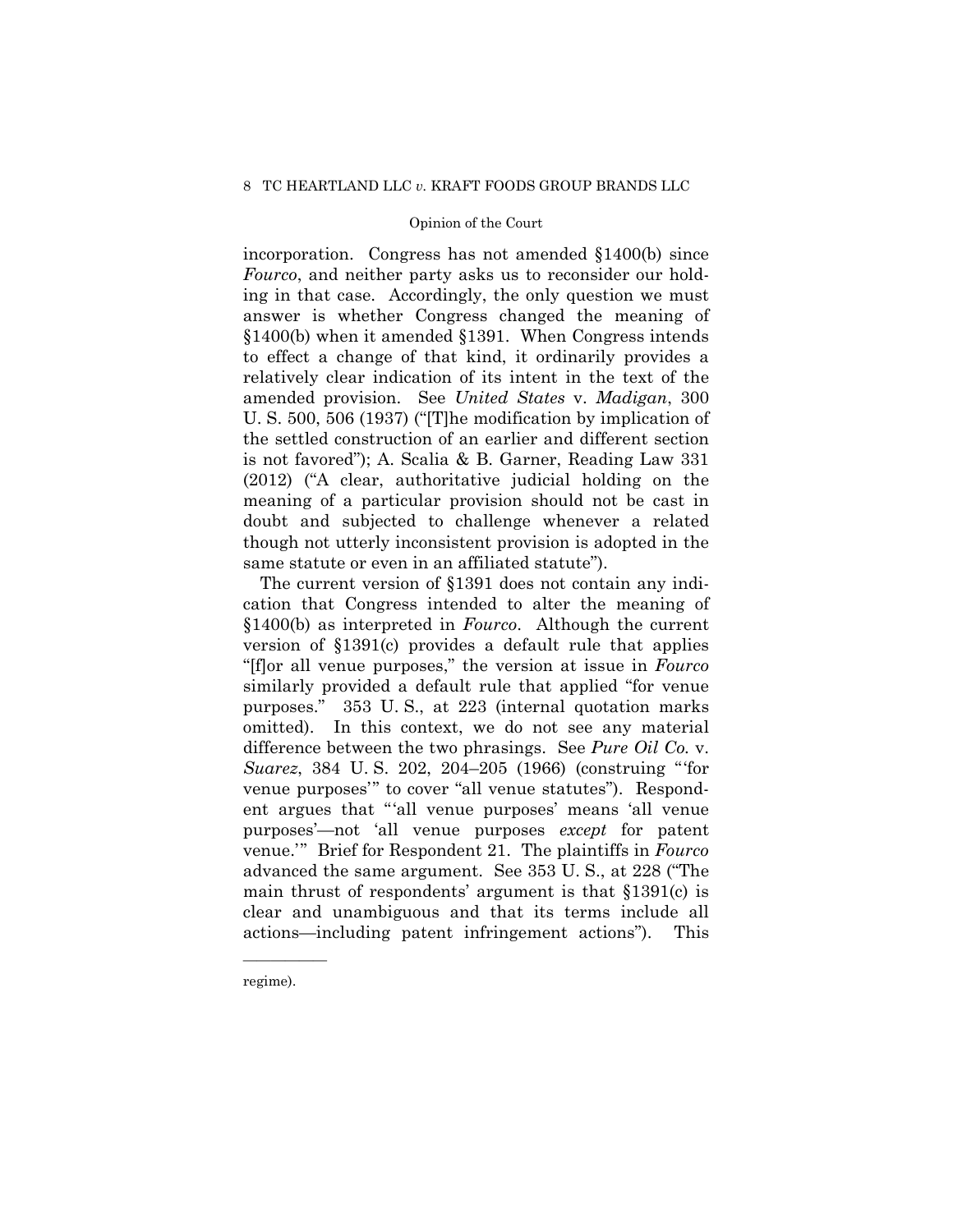incorporation. Congress has not amended §1400(b) since *Fourco*, and neither party asks us to reconsider our holding in that case. Accordingly, the only question we must answer is whether Congress changed the meaning of §1400(b) when it amended §1391. When Congress intends to effect a change of that kind, it ordinarily provides a relatively clear indication of its intent in the text of the amended provision. See *United States* v. *Madigan*, 300 U. S. 500, 506 (1937) ("[T]he modification by implication of the settled construction of an earlier and different section is not favored"); A. Scalia & B. Garner, Reading Law 331 (2012) ("A clear, authoritative judicial holding on the meaning of a particular provision should not be cast in doubt and subjected to challenge whenever a related though not utterly inconsistent provision is adopted in the same statute or even in an affiliated statute").

The current version of §1391 does not contain any indication that Congress intended to alter the meaning of §1400(b) as interpreted in *Fourco*. Although the current version of §1391(c) provides a default rule that applies "[f]or all venue purposes," the version at issue in *Fourco* similarly provided a default rule that applied "for venue purposes." 353 U. S., at 223 (internal quotation marks omitted). In this context, we do not see any material difference between the two phrasings. See *Pure Oil Co.* v. *Suarez*, 384 U. S. 202, 204–205 (1966) (construing "'for venue purposes'" to cover "all venue statutes"). Respondent argues that "'all venue purposes' means 'all venue purposes'—not 'all venue purposes *except* for patent venue.'" Brief for Respondent 21. The plaintiffs in *Fourco* advanced the same argument. See 353 U. S., at 228 ("The main thrust of respondents' argument is that §1391(c) is clear and unambiguous and that its terms include all actions—including patent infringement actions"). This

---

regime).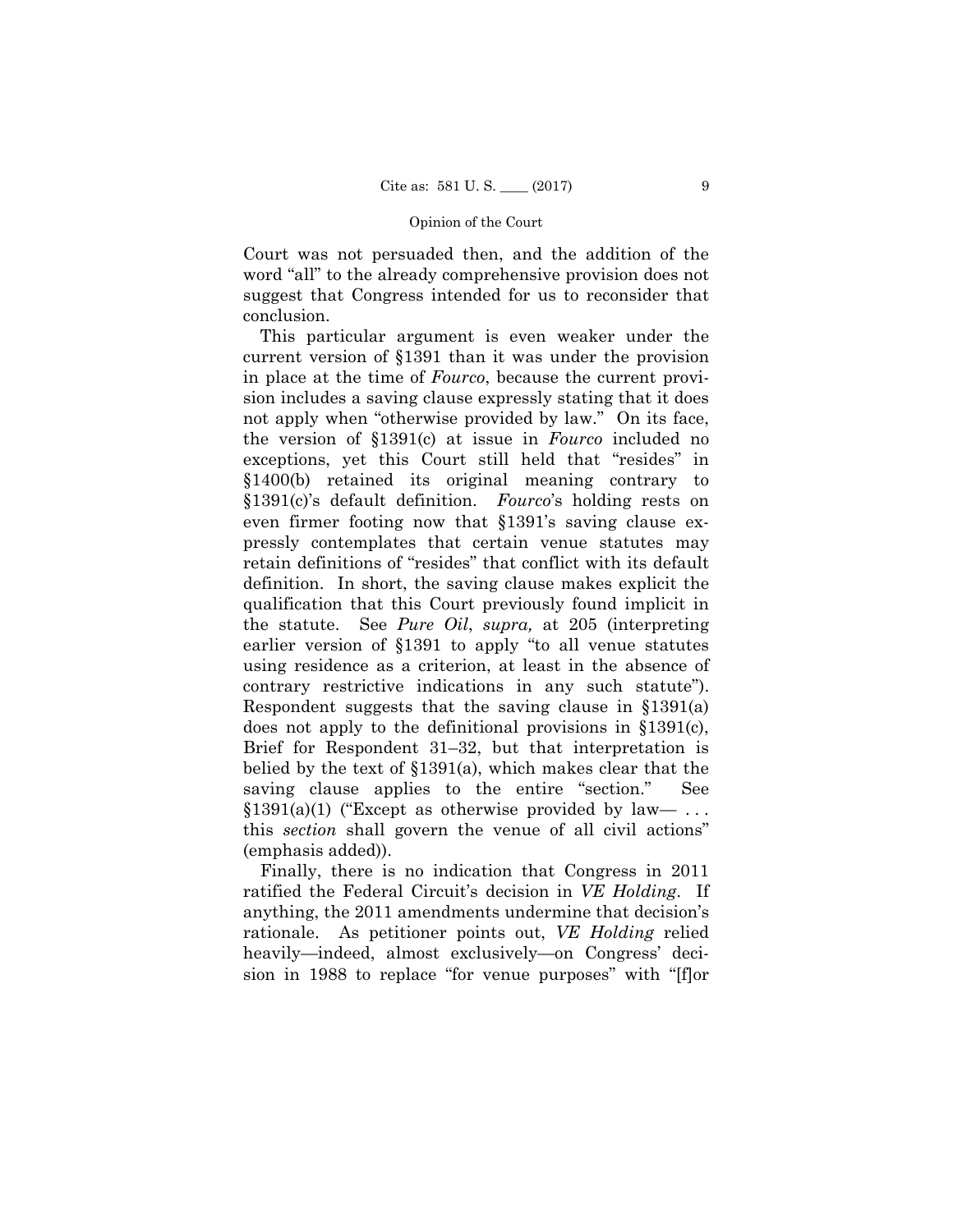Court was not persuaded then, and the addition of the word "all" to the already comprehensive provision does not suggest that Congress intended for us to reconsider that conclusion.

This particular argument is even weaker under the current version of §1391 than it was under the provision in place at the time of *Fourco*, because the current provision includes a saving clause expressly stating that it does not apply when "otherwise provided by law." On its face, the version of §1391(c) at issue in *Fourco* included no exceptions, yet this Court still held that "resides" in §1400(b) retained its original meaning contrary to §1391(c)'s default definition. *Fourco*'s holding rests on even firmer footing now that §1391's saving clause expressly contemplates that certain venue statutes may retain definitions of "resides" that conflict with its default definition. In short, the saving clause makes explicit the qualification that this Court previously found implicit in the statute. See *Pure Oil*, *supra,* at 205 (interpreting earlier version of §1391 to apply "to all venue statutes using residence as a criterion, at least in the absence of contrary restrictive indications in any such statute"). Respondent suggests that the saving clause in §1391(a) does not apply to the definitional provisions in §1391(c), Brief for Respondent 31–32, but that interpretation is belied by the text of §1391(a), which makes clear that the saving clause applies to the entire "section." See §1391(a)(1) ("Except as otherwise provided by law— . . . this *section* shall govern the venue of all civil actions" (emphasis added)).

Finally, there is no indication that Congress in 2011 ratified the Federal Circuit's decision in *VE Holding*. If anything, the 2011 amendments undermine that decision's rationale. As petitioner points out, *VE Holding* relied heavily—indeed, almost exclusively—on Congress' decision in 1988 to replace "for venue purposes" with "[f]or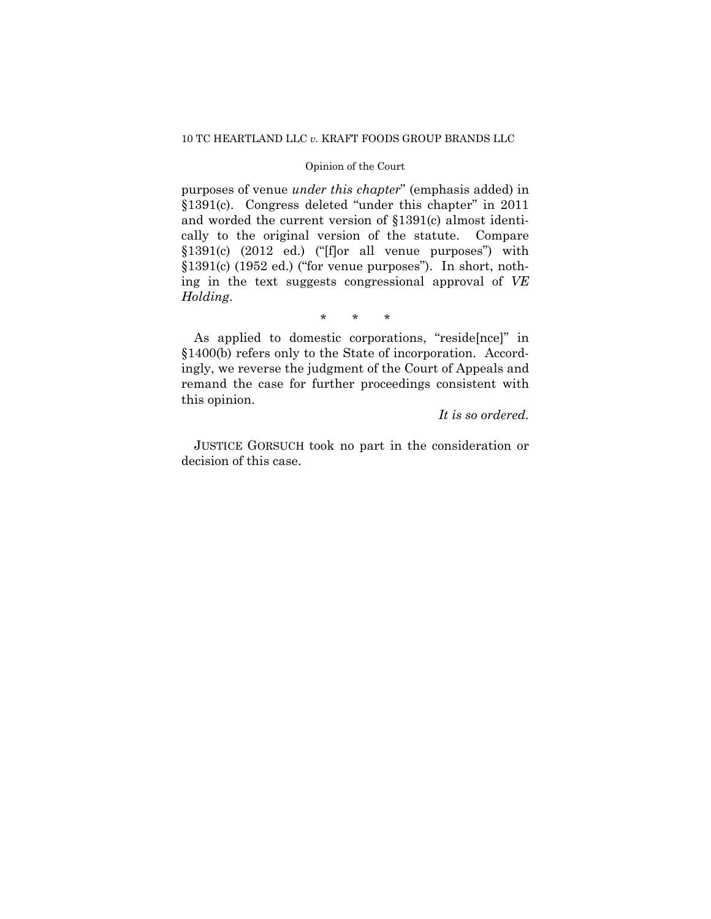purposes of venue *under this chapter*" (emphasis added) in §1391(c). Congress deleted "under this chapter" in 2011 and worded the current version of §1391(c) almost identically to the original version of the statute. Compare §1391(c) (2012 ed.) ("[f]or all venue purposes") with §1391(c) (1952 ed.) ("for venue purposes"). In short, nothing in the text suggests congressional approval of *VE Holding*.

\* \* \*

As applied to domestic corporations, "reside[nce]" in §1400(b) refers only to the State of incorporation. Accordingly, we reverse the judgment of the Court of Appeals and remand the case for further proceedings consistent with this opinion.

*It is so ordered.*

JUSTICE GORSUCH took no part in the consideration or decision of this case.